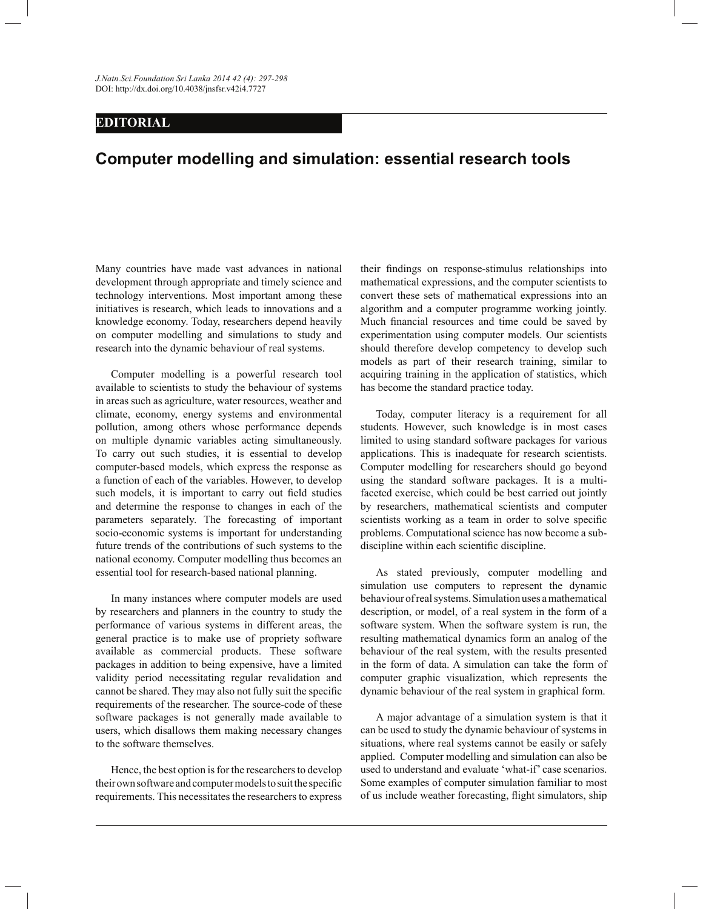**EDITORIAL**

# Computer modelling and simulation: essential research tools

Many countries have made vast advances in national development through appropriate and timely science and technology interventions. Most important among these initiatives is research, which leads to innovations and a knowledge economy. Today, researchers depend heavily on computer modelling and simulations to study and research into the dynamic behaviour of real systems.

Computer modelling is a powerful research tool available to scientists to study the behaviour of systems in areas such as agriculture, water resources, weather and climate, economy, energy systems and environmental pollution, among others whose performance depends on multiple dynamic variables acting simultaneously. To carry out such studies, it is essential to develop computer-based models, which express the response as a function of each of the variables. However, to develop such models, it is important to carry out field studies and determine the response to changes in each of the parameters separately. The forecasting of important socio-economic systems is important for understanding future trends of the contributions of such systems to the national economy. Computer modelling thus becomes an essential tool for research-based national planning.

In many instances where computer models are used by researchers and planners in the country to study the performance of various systems in different areas, the general practice is to make use of propriety software available as commercial products. These software packages in addition to being expensive, have a limited validity period necessitating regular revalidation and cannot be shared. They may also not fully suit the specific requirements of the researcher. The source-code of these software packages is not generally made available to users, which disallows them making necessary changes to the software themselves.

Hence, the best option is for the researchers to develop their own software and computer models to suit the specific requirements. This necessitates the researchers to express their findings on response-stimulus relationships into mathematical expressions, and the computer scientists to convert these sets of mathematical expressions into an algorithm and a computer programme working jointly. Much financial resources and time could be saved by experimentation using computer models. Our scientists should therefore develop competency to develop such models as part of their research training, similar to acquiring training in the application of statistics, which has become the standard practice today.

Today, computer literacy is a requirement for all students. However, such knowledge is in most cases limited to using standard software packages for various applications. This is inadequate for research scientists. Computer modelling for researchers should go beyond using the standard software packages. It is a multi-faceted exercise, which could be best carried out jointly by researchers, mathematical scientists and computer scientists working as a team in order to solve specific problems. Computational science has now become a sub-discipline within each scientific discipline.

As stated previously, computer modelling and simulation use computers to represent the dynamic behaviour of real systems. Simulation uses a mathematical description, or model, of a real system in the form of a software system. When the software system is run, the resulting mathematical dynamics form an analog of the behaviour of the real system, with the results presented in the form of data. A simulation can take the form of computer graphic visualization, which represents the dynamic behaviour of the real system in graphical form.

A major advantage of a simulation system is that it can be used to study the dynamic behaviour of systems in situations, where real systems cannot be easily or safely applied. Computer modelling and simulation can also be used to understand and evaluate 'what-if' case scenarios. Some examples of computer simulation familiar to most of us include weather forecasting, flight simulators, ship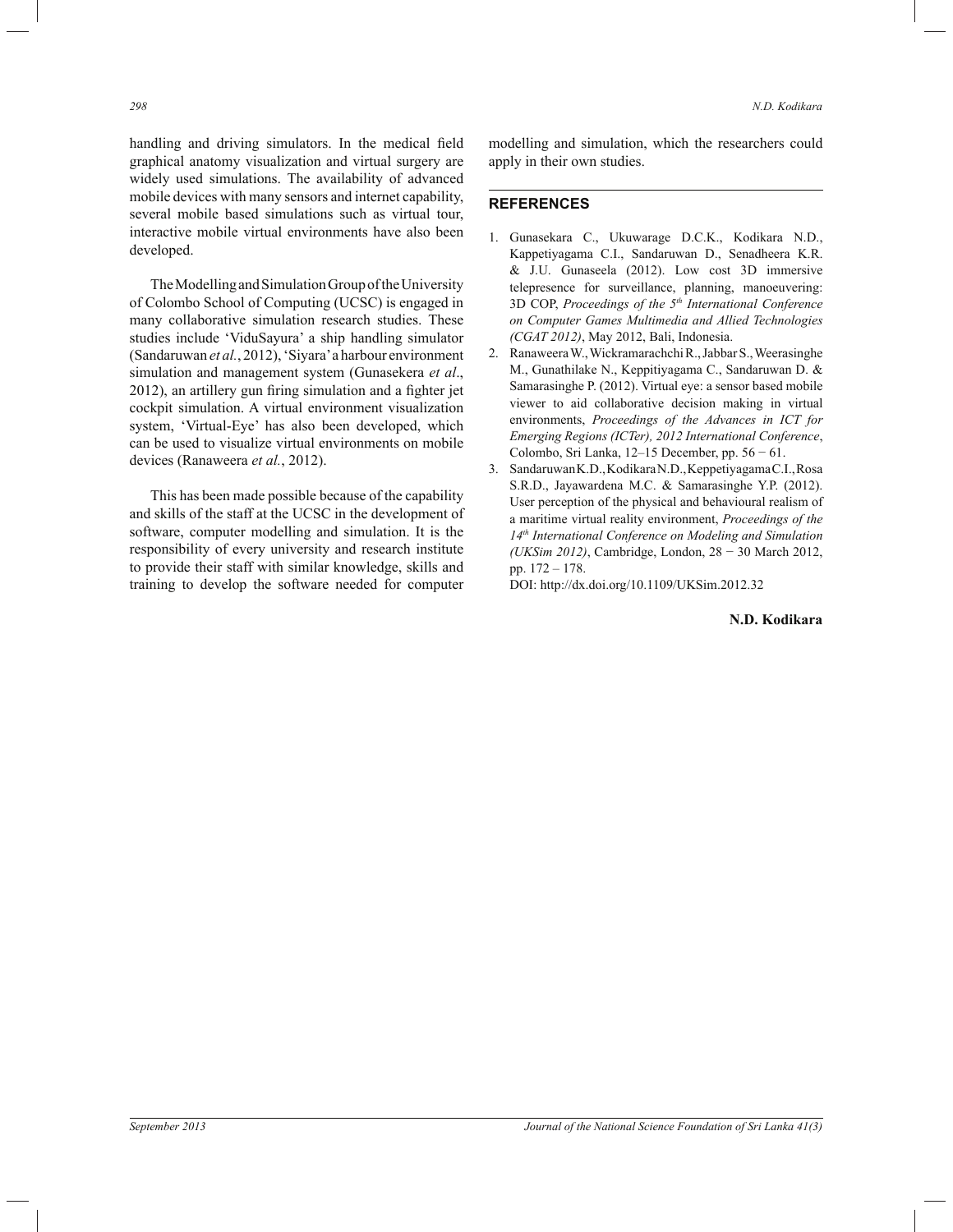handling and driving simulators. In the medical field graphical anatomy visualization and virtual surgery are widely used simulations. The availability of advanced mobile devices with many sensors and internet capability, several mobile based simulations such as virtual tour, interactive mobile virtual environments have also been developed.

The Modelling and Simulation Group of the University of Colombo School of Computing (UCSC) is engaged in many collaborative simulation research studies. These studies include 'ViduSayura' a ship handling simulator (Sandaruwan *et al.*, 2012), 'Siyara' a harbour environment simulation and management system (Gunasekera *et al*., 2012), an artillery gun firing simulation and a fighter jet cockpit simulation. A virtual environment visualization system, 'Virtual-Eye' has also been developed, which can be used to visualize virtual environments on mobile devices (Ranaweera *et al.*, 2012).

This has been made possible because of the capability and skills of the staff at the UCSC in the development of software, computer modelling and simulation. It is the responsibility of every university and research institute to provide their staff with similar knowledge, skills and training to develop the software needed for computer modelling and simulation, which the researchers could apply in their own studies.

## REFERENCES

1. Gunasekara C., Ukuwarage D.C.K., Kodikara N.D., Kappetiyagama C.I., Sandaruwan D., Senadheera K.R. & J.U. Gunaseela (2012). Low cost 3D immersive telepresence for surveillance, planning, manoeuvering: 3D COP, *Proceedings of the 5th International Conference on Computer Games Multimedia and Allied Technologies (CGAT 2012)*, May 2012, Bali, Indonesia.
2. Ranaweera W., Wickramarachchi R., Jabbar S., Weerasinghe M., Gunathilake N., Keppitiyagama C., Sandaruwan D. & Samarasinghe P. (2012). Virtual eye: a sensor based mobile viewer to aid collaborative decision making in virtual environments, *Proceedings of the Advances in ICT for Emerging Regions (ICTer), 2012 International Conference*, Colombo, Sri Lanka, 12–15 December, pp. 56 − 61.
3. Sandaruwan K.D., Kodikara N.D., Keppetiyagama C.I., Rosa S.R.D., Jayawardena M.C. & Samarasinghe Y.P. (2012). User perception of the physical and behavioural realism of a maritime virtual reality environment, *Proceedings of the 14th International Conference on Modeling and Simulation (UKSim 2012)*, Cambridge, London, 28 − 30 March 2012, pp. 172 – 178.
   DOI: http://dx.doi.org/10.1109/UKSim.2012.32

**N.D. Kodikara**